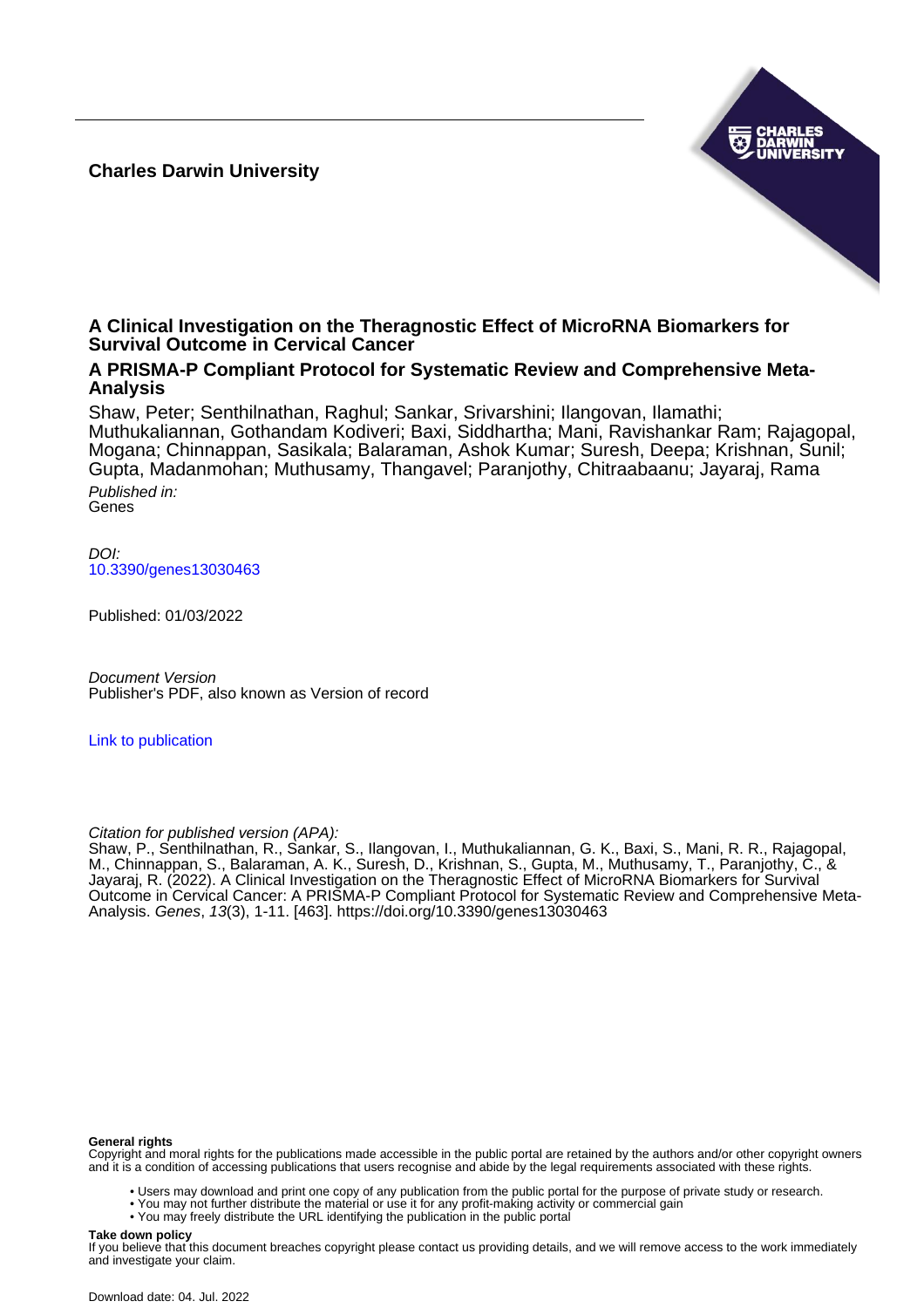**Charles Darwin University**

# A Clinical Investigation on the Theragnostic Effect of MicroRNA Biomarkers for Survival Outcome in Cervical Cancer

## A PRISMA-P Compliant Protocol for Systematic Review and Comprehensive Meta-Analysis

Shaw, Peter; Senthilnathan, Raghul; Sankar, Srivarshini; Ilangovan, Ilamathi; Muthukaliannan, Gothandam Kodiveri; Baxi, Siddhartha; Mani, Ravishankar Ram; Rajagopal, Mogana; Chinnappan, Sasikala; Balaraman, Ashok Kumar; Suresh, Deepa; Krishnan, Sunil; Gupta, Madanmohan; Muthusamy, Thangavel; Paranjothy, Chitraabaanu; Jayaraj, Rama

*Published in:*
Genes

*DOI:*
10.3390/genes13030463

Published: 01/03/2022

*Document Version*
Publisher's PDF, also known as Version of record

Link to publication

*Citation for published version (APA):*
Shaw, P., Senthilnathan, R., Sankar, S., Ilangovan, I., Muthukaliannan, G. K., Baxi, S., Mani, R. R., Rajagopal, M., Chinnappan, S., Balaraman, A. K., Suresh, D., Krishnan, S., Gupta, M., Muthusamy, T., Paranjothy, C., & Jayaraj, R. (2022). A Clinical Investigation on the Theragnostic Effect of MicroRNA Biomarkers for Survival Outcome in Cervical Cancer: A PRISMA-P Compliant Protocol for Systematic Review and Comprehensive Meta-Analysis. *Genes*, *13*(3), 1-11. [463]. https://doi.org/10.3390/genes13030463

**General rights**
Copyright and moral rights for the publications made accessible in the public portal are retained by the authors and/or other copyright owners and it is a condition of accessing publications that users recognise and abide by the legal requirements associated with these rights.

- Users may download and print one copy of any publication from the public portal for the purpose of private study or research.
- You may not further distribute the material or use it for any profit-making activity or commercial gain
- You may freely distribute the URL identifying the publication in the public portal

**Take down policy**
If you believe that this document breaches copyright please contact us providing details, and we will remove access to the work immediately and investigate your claim.

Download date: 04. Jul. 2022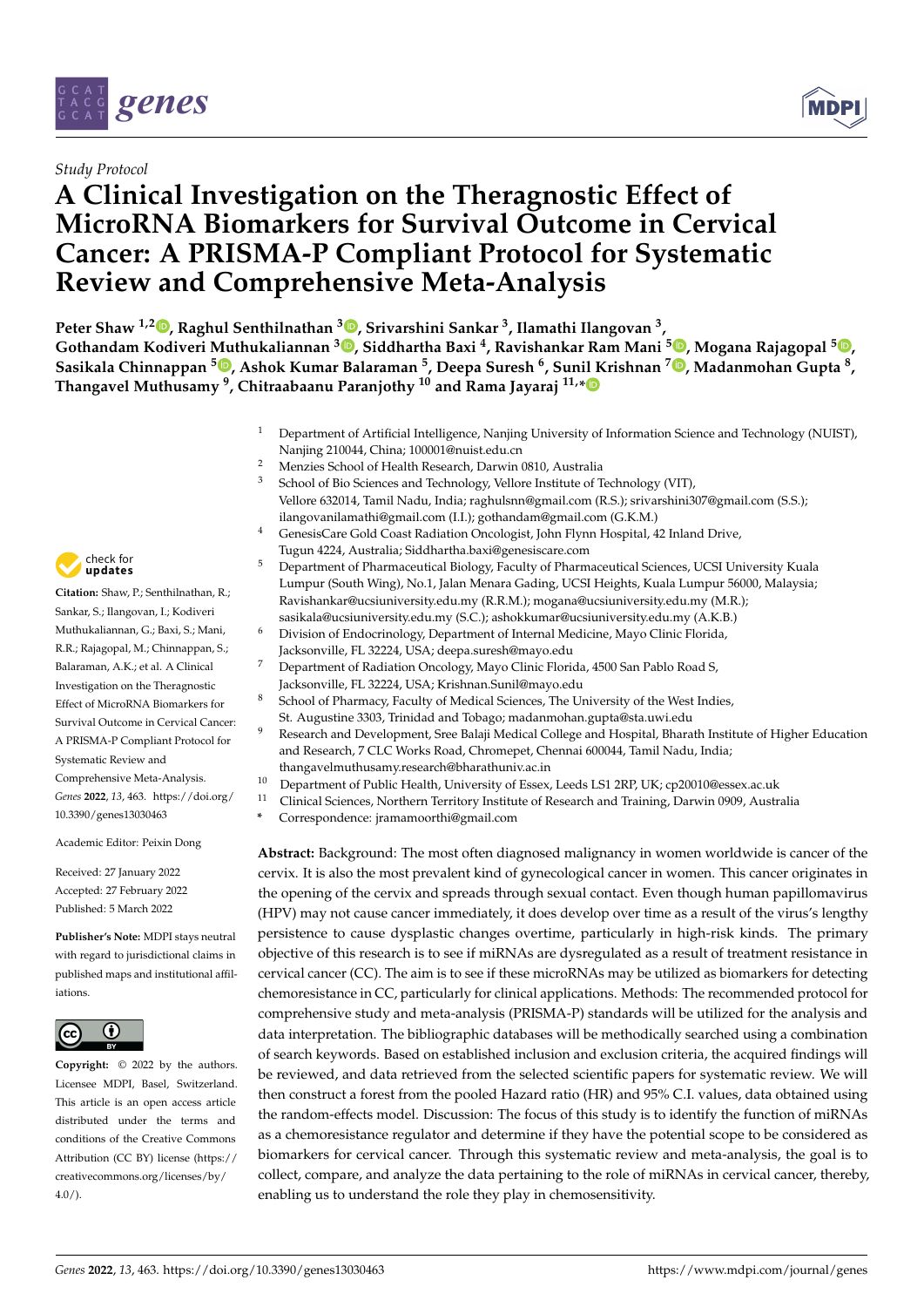*Study Protocol*

# A Clinical Investigation on the Theragnostic Effect of MicroRNA Biomarkers for Survival Outcome in Cervical Cancer: A PRISMA-P Compliant Protocol for Systematic Review and Comprehensive Meta-Analysis

**Peter Shaw [1,2], Raghul Senthilnathan [3], Srivarshini Sankar [3], Ilamathi Ilangovan [3], Gothandam Kodiveri Muthukaliannan [3], Siddhartha Baxi [4], Ravishankar Ram Mani [5], Mogana Rajagopal [5], Sasikala Chinnappan [5], Ashok Kumar Balaraman [5], Deepa Suresh [6], Sunil Krishnan [7], Madanmohan Gupta [8], Thangavel Muthusamy [9], Chitraabaanu Paranjothy [10] and Rama Jayaraj [11,*]**

[1] Department of Artificial Intelligence, Nanjing University of Information Science and Technology (NUIST), Nanjing 210044, China; 100001@nuist.edu.cn

[2] Menzies School of Health Research, Darwin 0810, Australia

[3] School of Bio Sciences and Technology, Vellore Institute of Technology (VIT), Vellore 632014, Tamil Nadu, India; raghulsnn@gmail.com (R.S.); srivarshini307@gmail.com (S.S.); ilangovanilamathi@gmail.com (I.I.); gothandam@gmail.com (G.K.M.)

[4] GenesisCare Gold Coast Radiation Oncologist, John Flynn Hospital, 42 Inland Drive, Tugun 4224, Australia; Siddhartha.baxi@genesiscare.com

[5] Department of Pharmaceutical Biology, Faculty of Pharmaceutical Sciences, UCSI University Kuala Lumpur (South Wing), No.1, Jalan Menara Gading, UCSI Heights, Kuala Lumpur 56000, Malaysia; Ravishankar@ucsiuniversity.edu.my (R.R.M.); mogana@ucsiuniversity.edu.my (M.R.); sasikala@ucsiuniversity.edu.my (S.C.); ashokkumar@ucsiuniversity.edu.my (A.K.B.)

[6] Division of Endocrinology, Department of Internal Medicine, Mayo Clinic Florida, Jacksonville, FL 32224, USA; deepa.suresh@mayo.edu

[7] Department of Radiation Oncology, Mayo Clinic Florida, 4500 San Pablo Road S, Jacksonville, FL 32224, USA; Krishnan.Sunil@mayo.edu

[8] School of Pharmacy, Faculty of Medical Sciences, The University of the West Indies, St. Augustine 3303, Trinidad and Tobago; madanmohan.gupta@sta.uwi.edu

[9] Research and Development, Sree Balaji Medical College and Hospital, Bharath Institute of Higher Education and Research, 7 CLC Works Road, Chromepet, Chennai 600044, Tamil Nadu, India; thangavelmuthusamy.research@bharathuniv.ac.in

[10] Department of Public Health, University of Essex, Leeds LS1 2RP, UK; cp20010@essex.ac.uk

[11] Clinical Sciences, Northern Territory Institute of Research and Training, Darwin 0909, Australia

\* Correspondence: jramamoorthi@gmail.com

**Citation:** Shaw, P.; Senthilnathan, R.; Sankar, S.; Ilangovan, I.; Kodiveri Muthukaliannan, G.; Baxi, S.; Mani, R.R.; Rajagopal, M.; Chinnappan, S.; Balaraman, A.K.; et al. A Clinical Investigation on the Theragnostic Effect of MicroRNA Biomarkers for Survival Outcome in Cervical Cancer: A PRISMA-P Compliant Protocol for Systematic Review and Comprehensive Meta-Analysis. *Genes* **2022**, *13*, 463. https://doi.org/10.3390/genes13030463

Academic Editor: Peixin Dong

Received: 27 January 2022
Accepted: 27 February 2022
Published: 5 March 2022

**Publisher's Note:** MDPI stays neutral with regard to jurisdictional claims in published maps and institutional affiliations.

**Copyright:** © 2022 by the authors. Licensee MDPI, Basel, Switzerland. This article is an open access article distributed under the terms and conditions of the Creative Commons Attribution (CC BY) license (https://creativecommons.org/licenses/by/4.0/).

**Abstract:** Background: The most often diagnosed malignancy in women worldwide is cancer of the cervix. It is also the most prevalent kind of gynecological cancer in women. This cancer originates in the opening of the cervix and spreads through sexual contact. Even though human papillomavirus (HPV) may not cause cancer immediately, it does develop over time as a result of the virus's lengthy persistence to cause dysplastic changes overtime, particularly in high-risk kinds. The primary objective of this research is to see if miRNAs are dysregulated as a result of treatment resistance in cervical cancer (CC). The aim is to see if these microRNAs may be utilized as biomarkers for detecting chemoresistance in CC, particularly for clinical applications. Methods: The recommended protocol for comprehensive study and meta-analysis (PRISMA-P) standards will be utilized for the analysis and data interpretation. The bibliographic databases will be methodically searched using a combination of search keywords. Based on established inclusion and exclusion criteria, the acquired findings will be reviewed, and data retrieved from the selected scientific papers for systematic review. We will then construct a forest from the pooled Hazard ratio (HR) and 95% C.I. values, data obtained using the random-effects model. Discussion: The focus of this study is to identify the function of miRNAs as a chemoresistance regulator and determine if they have the potential scope to be considered as biomarkers for cervical cancer. Through this systematic review and meta-analysis, the goal is to collect, compare, and analyze the data pertaining to the role of miRNAs in cervical cancer, thereby, enabling us to understand the role they play in chemosensitivity.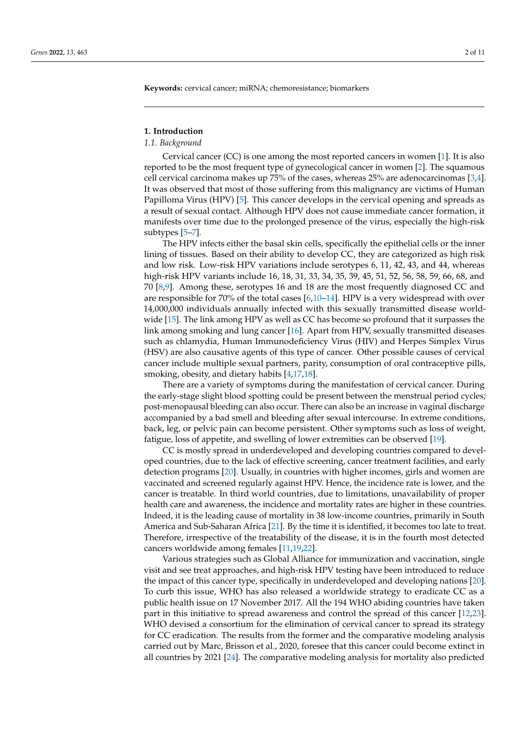**Keywords:** cervical cancer; miRNA; chemoresistance; biomarkers

## 1. Introduction

### 1.1. Background

Cervical cancer (CC) is one among the most reported cancers in women [1]. It is also reported to be the most frequent type of gynecological cancer in women [2]. The squamous cell cervical carcinoma makes up 75% of the cases, whereas 25% are adenocarcinomas [3,4]. It was observed that most of those suffering from this malignancy are victims of Human Papilloma Virus (HPV) [5]. This cancer develops in the cervical opening and spreads as a result of sexual contact. Although HPV does not cause immediate cancer formation, it manifests over time due to the prolonged presence of the virus, especially the high-risk subtypes [5–7].

The HPV infects either the basal skin cells, specifically the epithelial cells or the inner lining of tissues. Based on their ability to develop CC, they are categorized as high risk and low risk. Low-risk HPV variations include serotypes 6, 11, 42, 43, and 44, whereas high-risk HPV variants include 16, 18, 31, 33, 34, 35, 39, 45, 51, 52, 56, 58, 59, 66, 68, and 70 [8,9]. Among these, serotypes 16 and 18 are the most frequently diagnosed CC and are responsible for 70% of the total cases [6,10–14]. HPV is a very widespread with over 14,000,000 individuals annually infected with this sexually transmitted disease worldwide [15]. The link among HPV as well as CC has become so profound that it surpasses the link among smoking and lung cancer [16]. Apart from HPV, sexually transmitted diseases such as chlamydia, Human Immunodeficiency Virus (HIV) and Herpes Simplex Virus (HSV) are also causative agents of this type of cancer. Other possible causes of cervical cancer include multiple sexual partners, parity, consumption of oral contraceptive pills, smoking, obesity, and dietary habits [4,17,18].

There are a variety of symptoms during the manifestation of cervical cancer. During the early-stage slight blood spotting could be present between the menstrual period cycles; post-menopausal bleeding can also occur. There can also be an increase in vaginal discharge accompanied by a bad smell and bleeding after sexual intercourse. In extreme conditions, back, leg, or pelvic pain can become persistent. Other symptoms such as loss of weight, fatigue, loss of appetite, and swelling of lower extremities can be observed [19].

CC is mostly spread in underdeveloped and developing countries compared to developed countries, due to the lack of effective screening, cancer treatment facilities, and early detection programs [20]. Usually, in countries with higher incomes, girls and women are vaccinated and screened regularly against HPV. Hence, the incidence rate is lower, and the cancer is treatable. In third world countries, due to limitations, unavailability of proper health care and awareness, the incidence and mortality rates are higher in these countries. Indeed, it is the leading cause of mortality in 38 low-income countries, primarily in South America and Sub-Saharan Africa [21]. By the time it is identified, it becomes too late to treat. Therefore, irrespective of the treatability of the disease, it is in the fourth most detected cancers worldwide among females [11,19,22].

Various strategies such as Global Alliance for immunization and vaccination, single visit and see treat approaches, and high-risk HPV testing have been introduced to reduce the impact of this cancer type, specifically in underdeveloped and developing nations [20]. To curb this issue, WHO has also released a worldwide strategy to eradicate CC as a public health issue on 17 November 2017. All the 194 WHO abiding countries have taken part in this initiative to spread awareness and control the spread of this cancer [12,23]. WHO devised a consortium for the elimination of cervical cancer to spread its strategy for CC eradication. The results from the former and the comparative modeling analysis carried out by Marc, Brisson et al., 2020, foresee that this cancer could become extinct in all countries by 2021 [24]. The comparative modeling analysis for mortality also predicted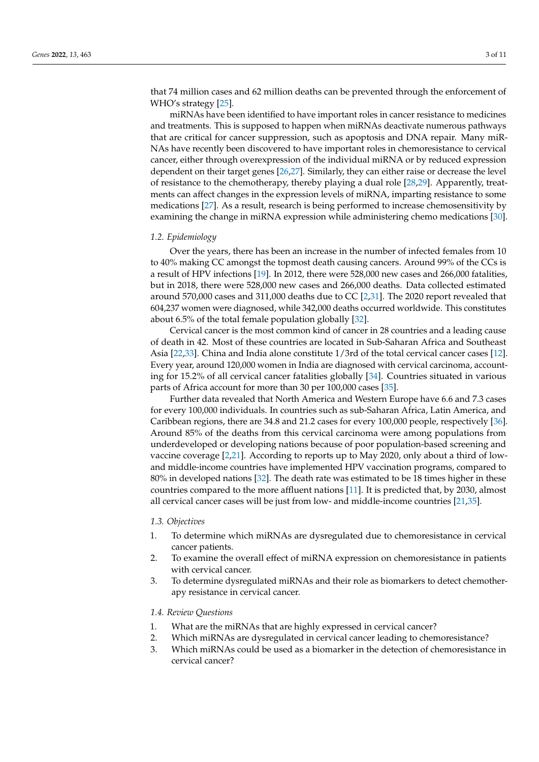that 74 million cases and 62 million deaths can be prevented through the enforcement of WHO's strategy [25].

miRNAs have been identified to have important roles in cancer resistance to medicines and treatments. This is supposed to happen when miRNAs deactivate numerous pathways that are critical for cancer suppression, such as apoptosis and DNA repair. Many miRNAs have recently been discovered to have important roles in chemoresistance to cervical cancer, either through overexpression of the individual miRNA or by reduced expression dependent on their target genes [26,27]. Similarly, they can either raise or decrease the level of resistance to the chemotherapy, thereby playing a dual role [28,29]. Apparently, treatments can affect changes in the expression levels of miRNA, imparting resistance to some medications [27]. As a result, research is being performed to increase chemosensitivity by examining the change in miRNA expression while administering chemo medications [30].

### 1.2. Epidemiology

Over the years, there has been an increase in the number of infected females from 10 to 40% making CC amongst the topmost death causing cancers. Around 99% of the CCs is a result of HPV infections [19]. In 2012, there were 528,000 new cases and 266,000 fatalities, but in 2018, there were 528,000 new cases and 266,000 deaths. Data collected estimated around 570,000 cases and 311,000 deaths due to CC [2,31]. The 2020 report revealed that 604,237 women were diagnosed, while 342,000 deaths occurred worldwide. This constitutes about 6.5% of the total female population globally [32].

Cervical cancer is the most common kind of cancer in 28 countries and a leading cause of death in 42. Most of these countries are located in Sub-Saharan Africa and Southeast Asia [22,33]. China and India alone constitute 1/3rd of the total cervical cancer cases [12]. Every year, around 120,000 women in India are diagnosed with cervical carcinoma, accounting for 15.2% of all cervical cancer fatalities globally [34]. Countries situated in various parts of Africa account for more than 30 per 100,000 cases [35].

Further data revealed that North America and Western Europe have 6.6 and 7.3 cases for every 100,000 individuals. In countries such as sub-Saharan Africa, Latin America, and Caribbean regions, there are 34.8 and 21.2 cases for every 100,000 people, respectively [36]. Around 85% of the deaths from this cervical carcinoma were among populations from underdeveloped or developing nations because of poor population-based screening and vaccine coverage [2,21]. According to reports up to May 2020, only about a third of low- and middle-income countries have implemented HPV vaccination programs, compared to 80% in developed nations [32]. The death rate was estimated to be 18 times higher in these countries compared to the more affluent nations [11]. It is predicted that, by 2030, almost all cervical cancer cases will be just from low- and middle-income countries [21,35].

### 1.3. Objectives

1. To determine which miRNAs are dysregulated due to chemoresistance in cervical cancer patients.
2. To examine the overall effect of miRNA expression on chemoresistance in patients with cervical cancer.
3. To determine dysregulated miRNAs and their role as biomarkers to detect chemotherapy resistance in cervical cancer.

### 1.4. Review Questions

1. What are the miRNAs that are highly expressed in cervical cancer?
2. Which miRNAs are dysregulated in cervical cancer leading to chemoresistance?
3. Which miRNAs could be used as a biomarker in the detection of chemoresistance in cervical cancer?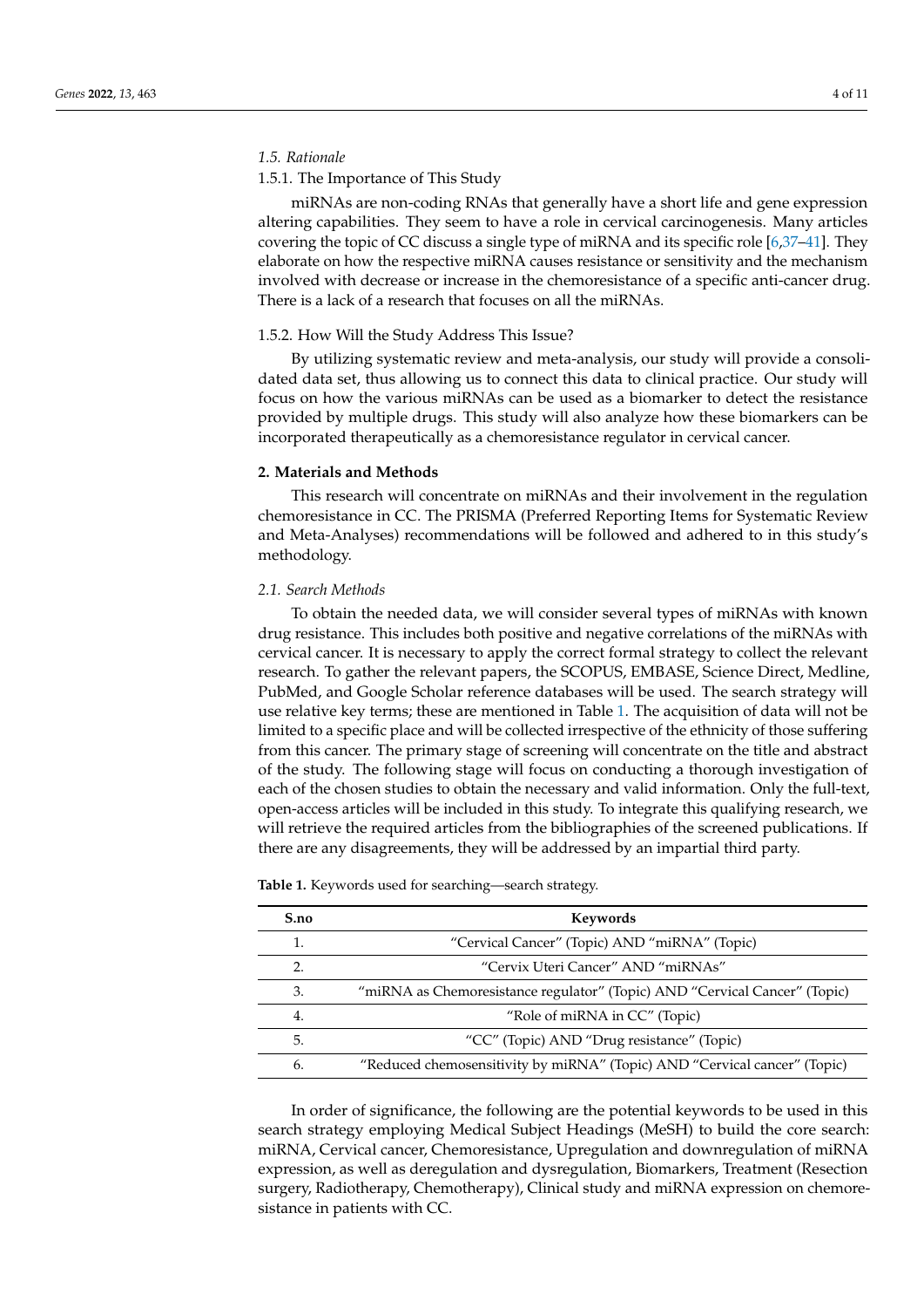### 1.5. Rationale

#### 1.5.1. The Importance of This Study

miRNAs are non-coding RNAs that generally have a short life and gene expression altering capabilities. They seem to have a role in cervical carcinogenesis. Many articles covering the topic of CC discuss a single type of miRNA and its specific role [6,37–41]. They elaborate on how the respective miRNA causes resistance or sensitivity and the mechanism involved with decrease or increase in the chemoresistance of a specific anti-cancer drug. There is a lack of a research that focuses on all the miRNAs.

#### 1.5.2. How Will the Study Address This Issue?

By utilizing systematic review and meta-analysis, our study will provide a consolidated data set, thus allowing us to connect this data to clinical practice. Our study will focus on how the various miRNAs can be used as a biomarker to detect the resistance provided by multiple drugs. This study will also analyze how these biomarkers can be incorporated therapeutically as a chemoresistance regulator in cervical cancer.

## 2. Materials and Methods

This research will concentrate on miRNAs and their involvement in the regulation chemoresistance in CC. The PRISMA (Preferred Reporting Items for Systematic Review and Meta-Analyses) recommendations will be followed and adhered to in this study's methodology.

### 2.1. Search Methods

To obtain the needed data, we will consider several types of miRNAs with known drug resistance. This includes both positive and negative correlations of the miRNAs with cervical cancer. It is necessary to apply the correct formal strategy to collect the relevant research. To gather the relevant papers, the SCOPUS, EMBASE, Science Direct, Medline, PubMed, and Google Scholar reference databases will be used. The search strategy will use relative key terms; these are mentioned in Table 1. The acquisition of data will not be limited to a specific place and will be collected irrespective of the ethnicity of those suffering from this cancer. The primary stage of screening will concentrate on the title and abstract of the study. The following stage will focus on conducting a thorough investigation of each of the chosen studies to obtain the necessary and valid information. Only the full-text, open-access articles will be included in this study. To integrate this qualifying research, we will retrieve the required articles from the bibliographies of the screened publications. If there are any disagreements, they will be addressed by an impartial third party.

**Table 1.** Keywords used for searching—search strategy.

| S.no | Keywords |
|---|---|
| 1. | "Cervical Cancer" (Topic) AND "miRNA" (Topic) |
| 2. | "Cervix Uteri Cancer" AND "miRNAs" |
| 3. | "miRNA as Chemoresistance regulator" (Topic) AND "Cervical Cancer" (Topic) |
| 4. | "Role of miRNA in CC" (Topic) |
| 5. | "CC" (Topic) AND "Drug resistance" (Topic) |
| 6. | "Reduced chemosensitivity by miRNA" (Topic) AND "Cervical cancer" (Topic) |

In order of significance, the following are the potential keywords to be used in this search strategy employing Medical Subject Headings (MeSH) to build the core search: miRNA, Cervical cancer, Chemoresistance, Upregulation and downregulation of miRNA expression, as well as deregulation and dysregulation, Biomarkers, Treatment (Resection surgery, Radiotherapy, Chemotherapy), Clinical study and miRNA expression on chemoresistance in patients with CC.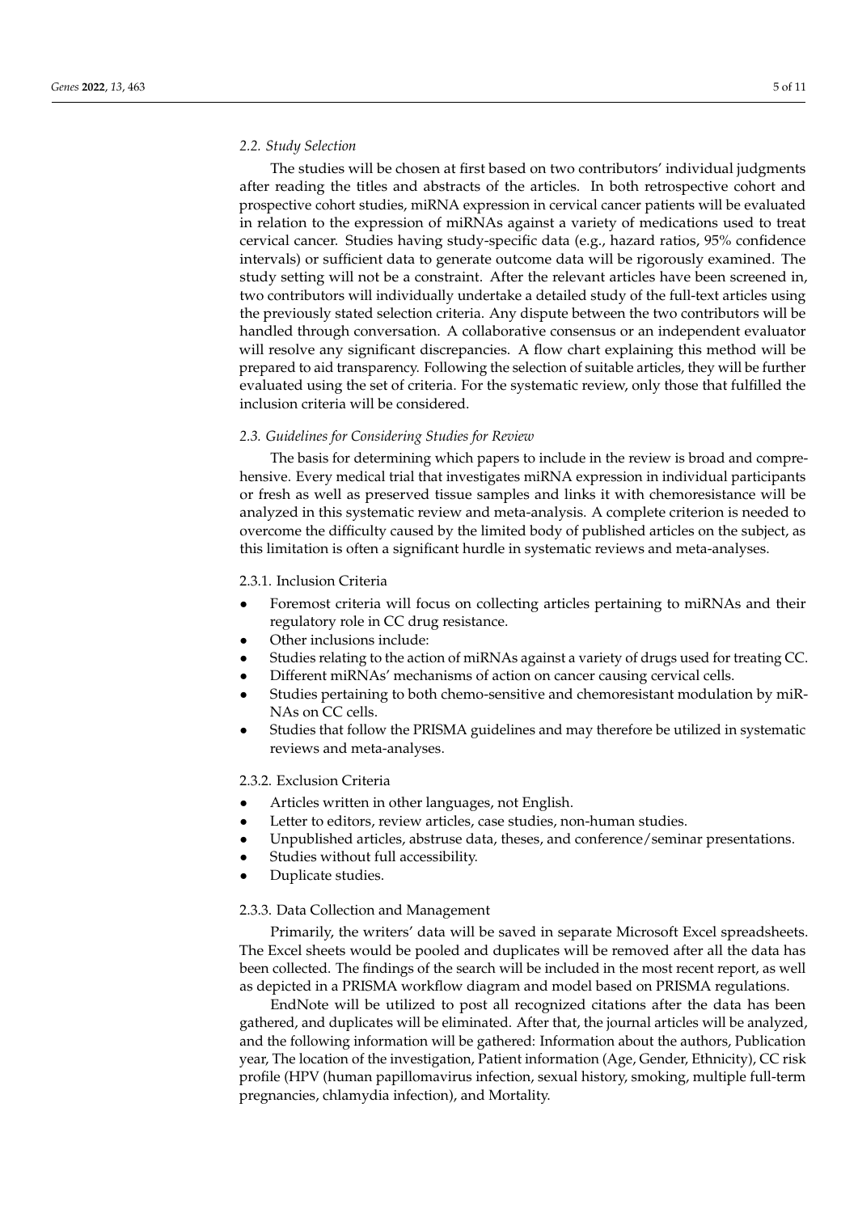### 2.2. Study Selection

The studies will be chosen at first based on two contributors' individual judgments after reading the titles and abstracts of the articles. In both retrospective cohort and prospective cohort studies, miRNA expression in cervical cancer patients will be evaluated in relation to the expression of miRNAs against a variety of medications used to treat cervical cancer. Studies having study-specific data (e.g., hazard ratios, 95% confidence intervals) or sufficient data to generate outcome data will be rigorously examined. The study setting will not be a constraint. After the relevant articles have been screened in, two contributors will individually undertake a detailed study of the full-text articles using the previously stated selection criteria. Any dispute between the two contributors will be handled through conversation. A collaborative consensus or an independent evaluator will resolve any significant discrepancies. A flow chart explaining this method will be prepared to aid transparency. Following the selection of suitable articles, they will be further evaluated using the set of criteria. For the systematic review, only those that fulfilled the inclusion criteria will be considered.

### 2.3. Guidelines for Considering Studies for Review

The basis for determining which papers to include in the review is broad and comprehensive. Every medical trial that investigates miRNA expression in individual participants or fresh as well as preserved tissue samples and links it with chemoresistance will be analyzed in this systematic review and meta-analysis. A complete criterion is needed to overcome the difficulty caused by the limited body of published articles on the subject, as this limitation is often a significant hurdle in systematic reviews and meta-analyses.

#### 2.3.1. Inclusion Criteria

- Foremost criteria will focus on collecting articles pertaining to miRNAs and their regulatory role in CC drug resistance.
- Other inclusions include:
- Studies relating to the action of miRNAs against a variety of drugs used for treating CC.
- Different miRNAs' mechanisms of action on cancer causing cervical cells.
- Studies pertaining to both chemo-sensitive and chemoresistant modulation by miRNAs on CC cells.
- Studies that follow the PRISMA guidelines and may therefore be utilized in systematic reviews and meta-analyses.

#### 2.3.2. Exclusion Criteria

- Articles written in other languages, not English.
- Letter to editors, review articles, case studies, non-human studies.
- Unpublished articles, abstruse data, theses, and conference/seminar presentations.
- Studies without full accessibility.
- Duplicate studies.

#### 2.3.3. Data Collection and Management

Primarily, the writers' data will be saved in separate Microsoft Excel spreadsheets. The Excel sheets would be pooled and duplicates will be removed after all the data has been collected. The findings of the search will be included in the most recent report, as well as depicted in a PRISMA workflow diagram and model based on PRISMA regulations.

EndNote will be utilized to post all recognized citations after the data has been gathered, and duplicates will be eliminated. After that, the journal articles will be analyzed, and the following information will be gathered: Information about the authors, Publication year, The location of the investigation, Patient information (Age, Gender, Ethnicity), CC risk profile (HPV (human papillomavirus infection, sexual history, smoking, multiple full-term pregnancies, chlamydia infection), and Mortality.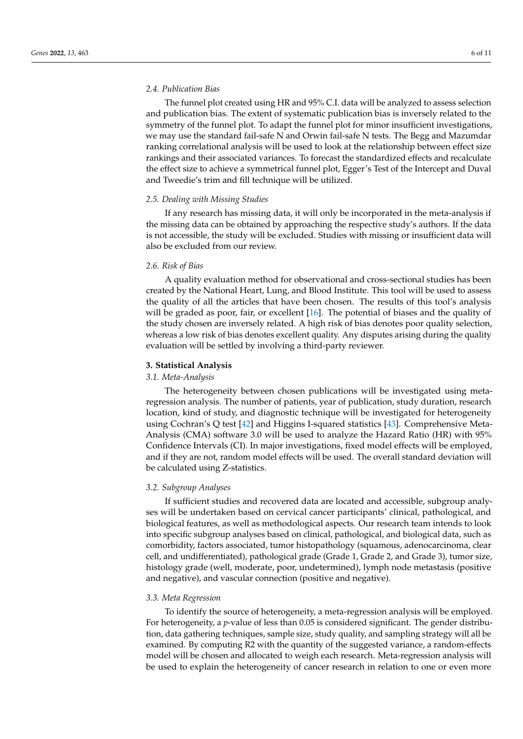### 2.4. Publication Bias

The funnel plot created using HR and 95% C.I. data will be analyzed to assess selection and publication bias. The extent of systematic publication bias is inversely related to the symmetry of the funnel plot. To adapt the funnel plot for minor insufficient investigations, we may use the standard fail-safe N and Orwin fail-safe N tests. The Begg and Mazumdar ranking correlational analysis will be used to look at the relationship between effect size rankings and their associated variances. To forecast the standardized effects and recalculate the effect size to achieve a symmetrical funnel plot, Egger's Test of the Intercept and Duval and Tweedie's trim and fill technique will be utilized.

### 2.5. Dealing with Missing Studies

If any research has missing data, it will only be incorporated in the meta-analysis if the missing data can be obtained by approaching the respective study's authors. If the data is not accessible, the study will be excluded. Studies with missing or insufficient data will also be excluded from our review.

### 2.6. Risk of Bias

A quality evaluation method for observational and cross-sectional studies has been created by the National Heart, Lung, and Blood Institute. This tool will be used to assess the quality of all the articles that have been chosen. The results of this tool's analysis will be graded as poor, fair, or excellent [16]. The potential of biases and the quality of the study chosen are inversely related. A high risk of bias denotes poor quality selection, whereas a low risk of bias denotes excellent quality. Any disputes arising during the quality evaluation will be settled by involving a third-party reviewer.

## 3. Statistical Analysis

### 3.1. Meta-Analysis

The heterogeneity between chosen publications will be investigated using meta-regression analysis. The number of patients, year of publication, study duration, research location, kind of study, and diagnostic technique will be investigated for heterogeneity using Cochran's Q test [42] and Higgins I-squared statistics [43]. Comprehensive Meta-Analysis (CMA) software 3.0 will be used to analyze the Hazard Ratio (HR) with 95% Confidence Intervals (CI). In major investigations, fixed model effects will be employed, and if they are not, random model effects will be used. The overall standard deviation will be calculated using Z-statistics.

### 3.2. Subgroup Analyses

If sufficient studies and recovered data are located and accessible, subgroup analyses will be undertaken based on cervical cancer participants' clinical, pathological, and biological features, as well as methodological aspects. Our research team intends to look into specific subgroup analyses based on clinical, pathological, and biological data, such as comorbidity, factors associated, tumor histopathology (squamous, adenocarcinoma, clear cell, and undifferentiated), pathological grade (Grade 1, Grade 2, and Grade 3), tumor size, histology grade (well, moderate, poor, undetermined), lymph node metastasis (positive and negative), and vascular connection (positive and negative).

### 3.3. Meta Regression

To identify the source of heterogeneity, a meta-regression analysis will be employed. For heterogeneity, a $p$-value of less than 0.05 is considered significant. The gender distribution, data gathering techniques, sample size, study quality, and sampling strategy will all be examined. By computing R2 with the quantity of the suggested variance, a random-effects model will be chosen and allocated to weigh each research. Meta-regression analysis will be used to explain the heterogeneity of cancer research in relation to one or even more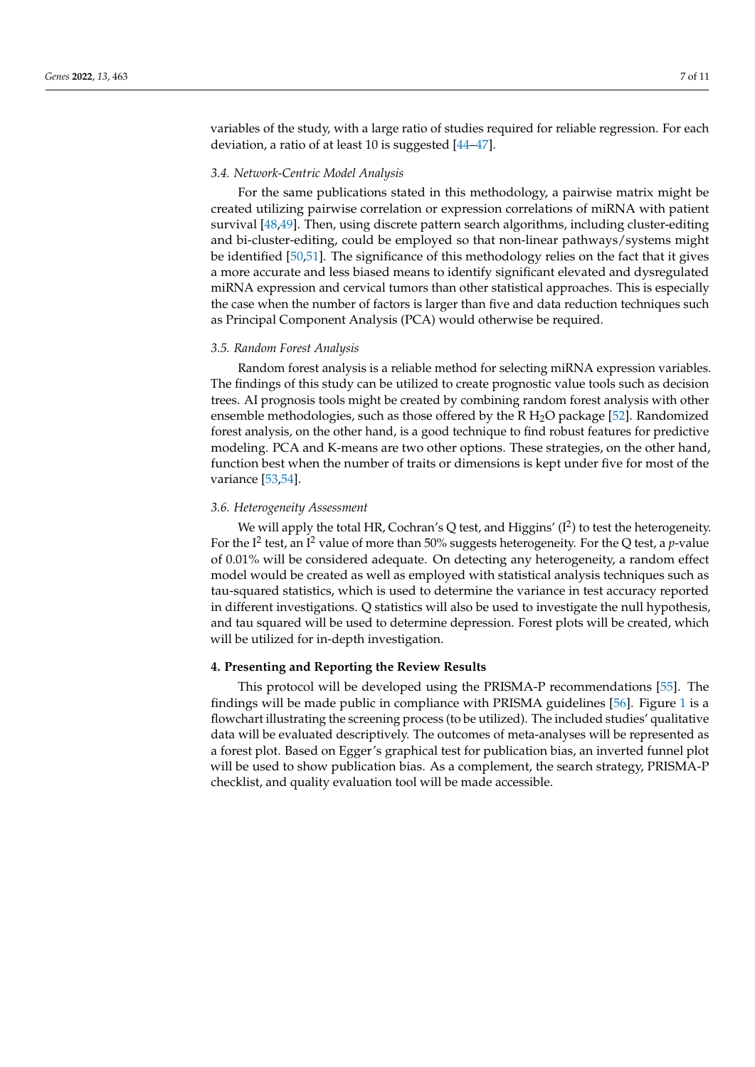variables of the study, with a large ratio of studies required for reliable regression. For each deviation, a ratio of at least 10 is suggested [44–47].

### 3.4. Network-Centric Model Analysis

For the same publications stated in this methodology, a pairwise matrix might be created utilizing pairwise correlation or expression correlations of miRNA with patient survival [48,49]. Then, using discrete pattern search algorithms, including cluster-editing and bi-cluster-editing, could be employed so that non-linear pathways/systems might be identified [50,51]. The significance of this methodology relies on the fact that it gives a more accurate and less biased means to identify significant elevated and dysregulated miRNA expression and cervical tumors than other statistical approaches. This is especially the case when the number of factors is larger than five and data reduction techniques such as Principal Component Analysis (PCA) would otherwise be required.

### 3.5. Random Forest Analysis

Random forest analysis is a reliable method for selecting miRNA expression variables. The findings of this study can be utilized to create prognostic value tools such as decision trees. AI prognosis tools might be created by combining random forest analysis with other ensemble methodologies, such as those offered by the R $H_2O$ package [52]. Randomized forest analysis, on the other hand, is a good technique to find robust features for predictive modeling. PCA and K-means are two other options. These strategies, on the other hand, function best when the number of traits or dimensions is kept under five for most of the variance [53,54].

### 3.6. Heterogeneity Assessment

We will apply the total HR, Cochran's Q test, and Higgins' ($I^2$) to test the heterogeneity. For the $I^2$ test, an $I^2$ value of more than 50% suggests heterogeneity. For the Q test, a *p*-value of 0.01% will be considered adequate. On detecting any heterogeneity, a random effect model would be created as well as employed with statistical analysis techniques such as tau-squared statistics, which is used to determine the variance in test accuracy reported in different investigations. Q statistics will also be used to investigate the null hypothesis, and tau squared will be used to determine depression. Forest plots will be created, which will be utilized for in-depth investigation.

## 4. Presenting and Reporting the Review Results

This protocol will be developed using the PRISMA-P recommendations [55]. The findings will be made public in compliance with PRISMA guidelines [56]. Figure 1 is a flowchart illustrating the screening process (to be utilized). The included studies' qualitative data will be evaluated descriptively. The outcomes of meta-analyses will be represented as a forest plot. Based on Egger's graphical test for publication bias, an inverted funnel plot will be used to show publication bias. As a complement, the search strategy, PRISMA-P checklist, and quality evaluation tool will be made accessible.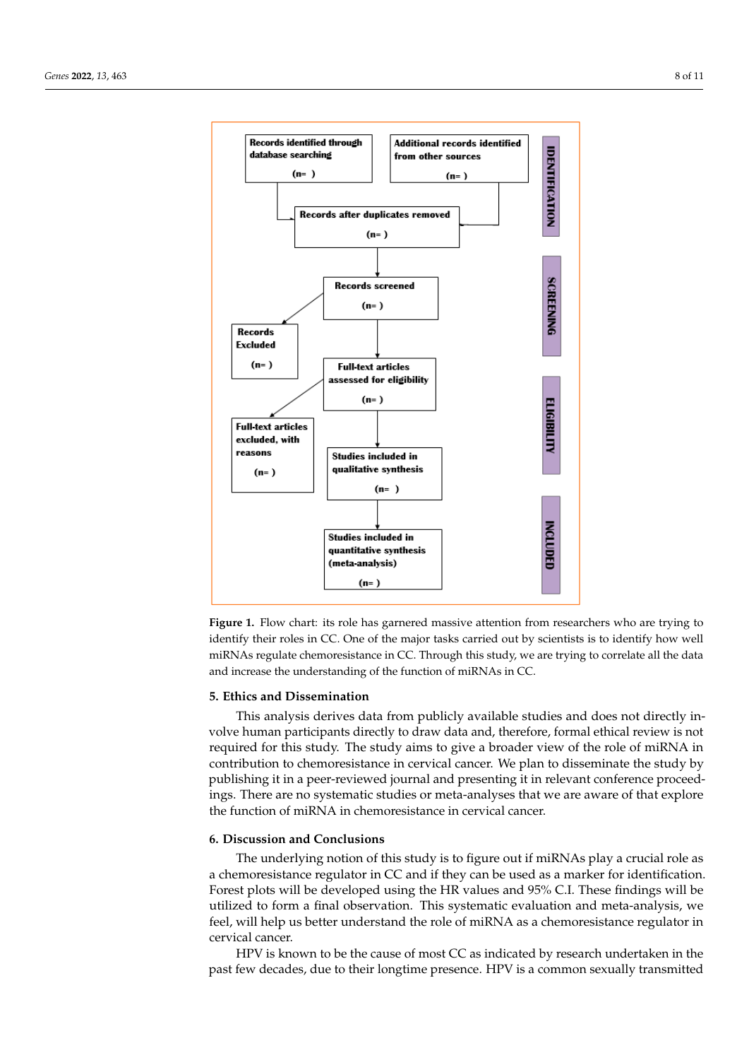**IDENTIFICATION**

Records identified through database searching (n= )

Additional records identified from other sources (n= )

Records after duplicates removed (n= )

**SCREENING**

Records screened (n= )

Records Excluded (n= )

**ELIGIBILITY**

Full-text articles assessed for eligibility (n= )

Full-text articles excluded, with reasons (n= )

**INCLUDED**

Studies included in qualitative synthesis (n= )

Studies included in quantitative synthesis (meta-analysis) (n= )

**Figure 1.** Flow chart: its role has garnered massive attention from researchers who are trying to identify their roles in CC. One of the major tasks carried out by scientists is to identify how well miRNAs regulate chemoresistance in CC. Through this study, we are trying to correlate all the data and increase the understanding of the function of miRNAs in CC.

## 5. Ethics and Dissemination

This analysis derives data from publicly available studies and does not directly involve human participants directly to draw data and, therefore, formal ethical review is not required for this study. The study aims to give a broader view of the role of miRNA in contribution to chemoresistance in cervical cancer. We plan to disseminate the study by publishing it in a peer-reviewed journal and presenting it in relevant conference proceedings. There are no systematic studies or meta-analyses that we are aware of that explore the function of miRNA in chemoresistance in cervical cancer.

## 6. Discussion and Conclusions

The underlying notion of this study is to figure out if miRNAs play a crucial role as a chemoresistance regulator in CC and if they can be used as a marker for identification. Forest plots will be developed using the HR values and 95% C.I. These findings will be utilized to form a final observation. This systematic evaluation and meta-analysis, we feel, will help us better understand the role of miRNA as a chemoresistance regulator in cervical cancer.

HPV is known to be the cause of most CC as indicated by research undertaken in the past few decades, due to their longtime presence. HPV is a common sexually transmitted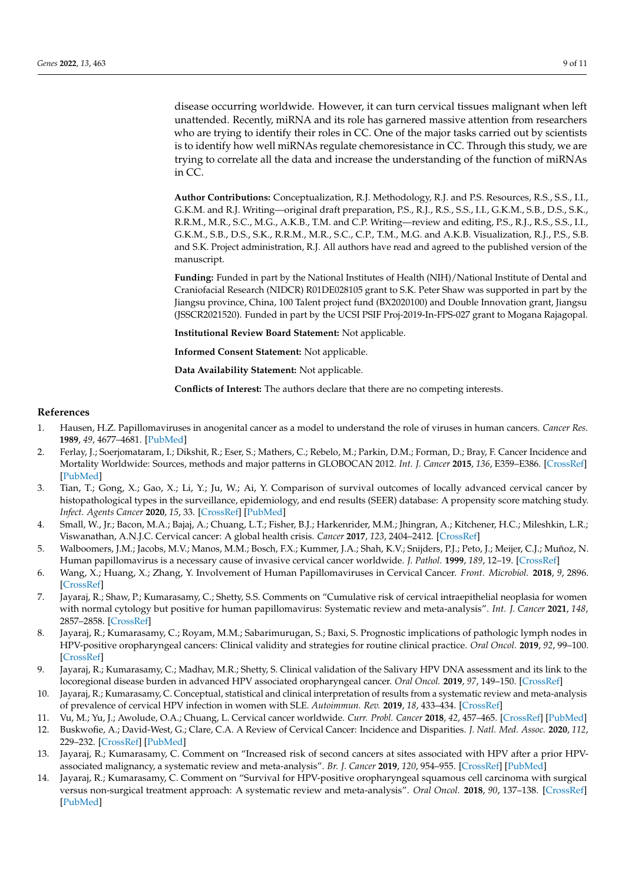disease occurring worldwide. However, it can turn cervical tissues malignant when left unattended. Recently, miRNA and its role has garnered massive attention from researchers who are trying to identify their roles in CC. One of the major tasks carried out by scientists is to identify how well miRNAs regulate chemoresistance in CC. Through this study, we are trying to correlate all the data and increase the understanding of the function of miRNAs in CC.

**Author Contributions:** Conceptualization, R.J. Methodology, R.J. and P.S. Resources, R.S., S.S., I.I., G.K.M. and R.J. Writing—original draft preparation, P.S., R.J., R.S., S.S., I.I., G.K.M., S.B., D.S., S.K., R.R.M., M.R., S.C., M.G., A.K.B., T.M. and C.P. Writing—review and editing, P.S., R.J., R.S., S.S., I.I., G.K.M., S.B., D.S., S.K., R.R.M., M.R., S.C., C.P., T.M., M.G. and A.K.B. Visualization, R.J., P.S., S.B. and S.K. Project administration, R.J. All authors have read and agreed to the published version of the manuscript.

**Funding:** Funded in part by the National Institutes of Health (NIH)/National Institute of Dental and Craniofacial Research (NIDCR) R01DE028105 grant to S.K. Peter Shaw was supported in part by the Jiangsu province, China, 100 Talent project fund (BX2020100) and Double Innovation grant, Jiangsu (JSSCR2021520). Funded in part by the UCSI PSIF Proj-2019-In-FPS-027 grant to Mogana Rajagopal.

**Institutional Review Board Statement:** Not applicable.

**Informed Consent Statement:** Not applicable.

**Data Availability Statement:** Not applicable.

**Conflicts of Interest:** The authors declare that there are no competing interests.

## References

1. Hausen, H.Z. Papillomaviruses in anogenital cancer as a model to understand the role of viruses in human cancers. *Cancer Res.* **1989**, *49*, 4677–4681. [PubMed]
2. Ferlay, J.; Soerjomataram, I.; Dikshit, R.; Eser, S.; Mathers, C.; Rebelo, M.; Parkin, D.M.; Forman, D.; Bray, F. Cancer Incidence and Mortality Worldwide: Sources, methods and major patterns in GLOBOCAN 2012. *Int. J. Cancer* **2015**, *136*, E359–E386. [CrossRef] [PubMed]
3. Tian, T.; Gong, X.; Gao, X.; Li, Y.; Ju, W.; Ai, Y. Comparison of survival outcomes of locally advanced cervical cancer by histopathological types in the surveillance, epidemiology, and end results (SEER) database: A propensity score matching study. *Infect. Agents Cancer* **2020**, *15*, 33. [CrossRef] [PubMed]
4. Small, W., Jr.; Bacon, M.A.; Bajaj, A.; Chuang, L.T.; Fisher, B.J.; Harkenrider, M.M.; Jhingran, A.; Kitchener, H.C.; Mileshkin, L.R.; Viswanathan, A.N.J.C. Cervical cancer: A global health crisis. *Cancer* **2017**, *123*, 2404–2412. [CrossRef]
5. Walboomers, J.M.; Jacobs, M.V.; Manos, M.M.; Bosch, F.X.; Kummer, J.A.; Shah, K.V.; Snijders, P.J.; Peto, J.; Meijer, C.J.; Muñoz, N. Human papillomavirus is a necessary cause of invasive cervical cancer worldwide. *J. Pathol.* **1999**, *189*, 12–19. [CrossRef]
6. Wang, X.; Huang, X.; Zhang, Y. Involvement of Human Papillomaviruses in Cervical Cancer. *Front. Microbiol.* **2018**, *9*, 2896. [CrossRef]
7. Jayaraj, R.; Shaw, P.; Kumarasamy, C.; Shetty, S.S. Comments on "Cumulative risk of cervical intraepithelial neoplasia for women with normal cytology but positive for human papillomavirus: Systematic review and meta-analysis". *Int. J. Cancer* **2021**, *148*, 2857–2858. [CrossRef]
8. Jayaraj, R.; Kumarasamy, C.; Royam, M.M.; Sabarimurugan, S.; Baxi, S. Prognostic implications of pathologic lymph nodes in HPV-positive oropharyngeal cancers: Clinical validity and strategies for routine clinical practice. *Oral Oncol.* **2019**, *92*, 99–100. [CrossRef]
9. Jayaraj, R.; Kumarasamy, C.; Madhav, M.R.; Shetty, S. Clinical validation of the Salivary HPV DNA assessment and its link to the locoregional disease burden in advanced HPV associated oropharyngeal cancer. *Oral Oncol.* **2019**, *97*, 149–150. [CrossRef]
10. Jayaraj, R.; Kumarasamy, C. Conceptual, statistical and clinical interpretation of results from a systematic review and meta-analysis of prevalence of cervical HPV infection in women with SLE. *Autoimmun. Rev.* **2019**, *18*, 433–434. [CrossRef]
11. Vu, M.; Yu, J.; Awolude, O.A.; Chuang, L. Cervical cancer worldwide. *Curr. Probl. Cancer* **2018**, *42*, 457–465. [CrossRef] [PubMed]
12. Buskwofie, A.; David-West, G.; Clare, C.A. A Review of Cervical Cancer: Incidence and Disparities. *J. Natl. Med. Assoc.* **2020**, *112*, 229–232. [CrossRef] [PubMed]
13. Jayaraj, R.; Kumarasamy, C. Comment on "Increased risk of second cancers at sites associated with HPV after a prior HPV-associated malignancy, a systematic review and meta-analysis". *Br. J. Cancer* **2019**, *120*, 954–955. [CrossRef] [PubMed]
14. Jayaraj, R.; Kumarasamy, C. Comment on "Survival for HPV-positive oropharyngeal squamous cell carcinoma with surgical versus non-surgical treatment approach: A systematic review and meta-analysis". *Oral Oncol.* **2018**, *90*, 137–138. [CrossRef] [PubMed]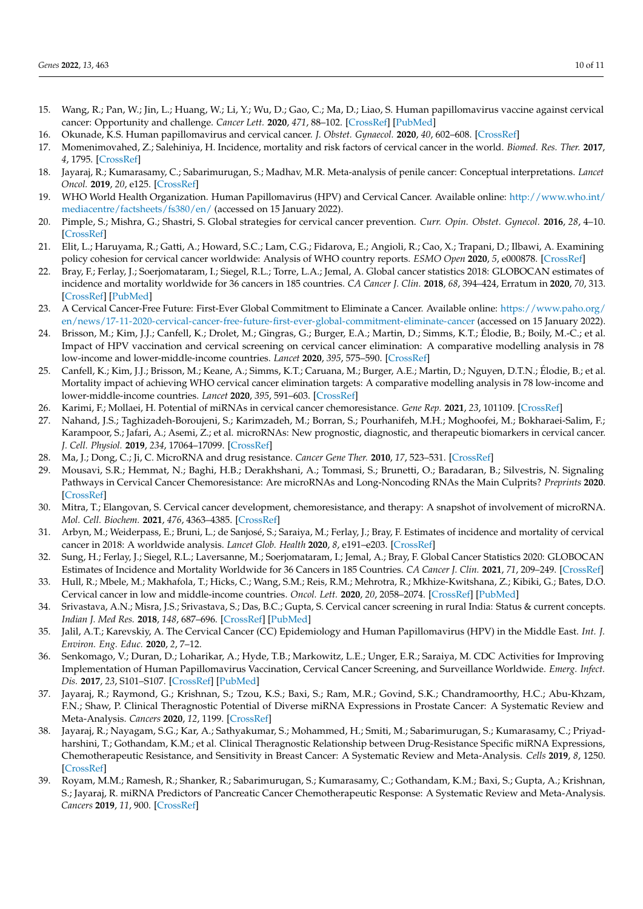15. Wang, R.; Pan, W.; Jin, L.; Huang, W.; Li, Y.; Wu, D.; Gao, C.; Ma, D.; Liao, S. Human papillomavirus vaccine against cervical cancer: Opportunity and challenge. *Cancer Lett.* **2020**, *471*, 88–102. [CrossRef] [PubMed]
16. Okunade, K.S. Human papillomavirus and cervical cancer. *J. Obstet. Gynaecol.* **2020**, *40*, 602–608. [CrossRef]
17. Momenimovahed, Z.; Salehiniya, H. Incidence, mortality and risk factors of cervical cancer in the world. *Biomed. Res. Ther.* **2017**, *4*, 1795. [CrossRef]
18. Jayaraj, R.; Kumarasamy, C.; Sabarimurugan, S.; Madhav, M.R. Meta-analysis of penile cancer: Conceptual interpretations. *Lancet Oncol.* **2019**, *20*, e125. [CrossRef]
19. WHO World Health Organization. Human Papillomavirus (HPV) and Cervical Cancer. Available online: http://www.who.int/mediacentre/factsheets/fs380/en/ (accessed on 15 January 2022).
20. Pimple, S.; Mishra, G.; Shastri, S. Global strategies for cervical cancer prevention. *Curr. Opin. Obstet. Gynecol.* **2016**, *28*, 4–10. [CrossRef]
21. Elit, L.; Haruyama, R.; Gatti, A.; Howard, S.C.; Lam, C.G.; Fidarova, E.; Angioli, R.; Cao, X.; Trapani, D.; Ilbawi, A. Examining policy cohesion for cervical cancer worldwide: Analysis of WHO country reports. *ESMO Open* **2020**, *5*, e000878. [CrossRef]
22. Bray, F.; Ferlay, J.; Soerjomataram, I.; Siegel, R.L.; Torre, L.A.; Jemal, A. Global cancer statistics 2018: GLOBOCAN estimates of incidence and mortality worldwide for 36 cancers in 185 countries. *CA Cancer J. Clin.* **2018**, *68*, 394–424, Erratum in **2020**, *70*, 313. [CrossRef] [PubMed]
23. A Cervical Cancer-Free Future: First-Ever Global Commitment to Eliminate a Cancer. Available online: https://www.paho.org/en/news/17-11-2020-cervical-cancer-free-future-first-ever-global-commitment-eliminate-cancer (accessed on 15 January 2022).
24. Brisson, M.; Kim, J.J.; Canfell, K.; Drolet, M.; Gingras, G.; Burger, E.A.; Martin, D.; Simms, K.T.; Élodie, B.; Boily, M.-C.; et al. Impact of HPV vaccination and cervical screening on cervical cancer elimination: A comparative modelling analysis in 78 low-income and lower-middle-income countries. *Lancet* **2020**, *395*, 575–590. [CrossRef]
25. Canfell, K.; Kim, J.J.; Brisson, M.; Keane, A.; Simms, K.T.; Caruana, M.; Burger, A.E.; Martin, D.; Nguyen, D.T.N.; Élodie, B.; et al. Mortality impact of achieving WHO cervical cancer elimination targets: A comparative modelling analysis in 78 low-income and lower-middle-income countries. *Lancet* **2020**, *395*, 591–603. [CrossRef]
26. Karimi, F.; Mollaei, H. Potential of miRNAs in cervical cancer chemoresistance. *Gene Rep.* **2021**, *23*, 101109. [CrossRef]
27. Nahand, J.S.; Taghizadeh-Boroujeni, S.; Karimzadeh, M.; Borran, S.; Pourhanifeh, M.H.; Moghoofei, M.; Bokharaei-Salim, F.; Karampoor, S.; Jafari, A.; Asemi, Z.; et al. microRNAs: New prognostic, diagnostic, and therapeutic biomarkers in cervical cancer. *J. Cell. Physiol.* **2019**, *234*, 17064–17099. [CrossRef]
28. Ma, J.; Dong, C.; Ji, C. MicroRNA and drug resistance. *Cancer Gene Ther.* **2010**, *17*, 523–531. [CrossRef]
29. Mousavi, S.R.; Hemmat, N.; Baghi, H.B.; Derakhshani, A.; Tommasi, S.; Brunetti, O.; Baradaran, B.; Silvestris, N. Signaling Pathways in Cervical Cancer Chemoresistance: Are microRNAs and Long-Noncoding RNAs the Main Culprits? *Preprints* **2020**. [CrossRef]
30. Mitra, T.; Elangovan, S. Cervical cancer development, chemoresistance, and therapy: A snapshot of involvement of microRNA. *Mol. Cell. Biochem.* **2021**, *476*, 4363–4385. [CrossRef]
31. Arbyn, M.; Weiderpass, E.; Bruni, L.; de Sanjosé, S.; Saraiya, M.; Ferlay, J.; Bray, F. Estimates of incidence and mortality of cervical cancer in 2018: A worldwide analysis. *Lancet Glob. Health* **2020**, *8*, e191–e203. [CrossRef]
32. Sung, H.; Ferlay, J.; Siegel, R.L.; Laversanne, M.; Soerjomataram, I.; Jemal, A.; Bray, F. Global Cancer Statistics 2020: GLOBOCAN Estimates of Incidence and Mortality Worldwide for 36 Cancers in 185 Countries. *CA Cancer J. Clin.* **2021**, *71*, 209–249. [CrossRef]
33. Hull, R.; Mbele, M.; Makhafola, T.; Hicks, C.; Wang, S.M.; Reis, R.M.; Mehrotra, R.; Mkhize-Kwitshana, Z.; Kibiki, G.; Bates, D.O. Cervical cancer in low and middle-income countries. *Oncol. Lett.* **2020**, *20*, 2058–2074. [CrossRef] [PubMed]
34. Srivastava, A.N.; Misra, J.S.; Srivastava, S.; Das, B.C.; Gupta, S. Cervical cancer screening in rural India: Status & current concepts. *Indian J. Med Res.* **2018**, *148*, 687–696. [CrossRef] [PubMed]
35. Jalil, A.T.; Karevskiy, A. The Cervical Cancer (CC) Epidemiology and Human Papillomavirus (HPV) in the Middle East. *Int. J. Environ. Eng. Educ.* **2020**, *2*, 7–12.
36. Senkomago, V.; Duran, D.; Loharikar, A.; Hyde, T.B.; Markowitz, L.E.; Unger, E.R.; Saraiya, M. CDC Activities for Improving Implementation of Human Papillomavirus Vaccination, Cervical Cancer Screening, and Surveillance Worldwide. *Emerg. Infect. Dis.* **2017**, *23*, S101–S107. [CrossRef] [PubMed]
37. Jayaraj, R.; Raymond, G.; Krishnan, S.; Tzou, K.S.; Baxi, S.; Ram, M.R.; Govind, S.K.; Chandramoorthy, H.C.; Abu-Khzam, F.N.; Shaw, P. Clinical Theragnostic Potential of Diverse miRNA Expressions in Prostate Cancer: A Systematic Review and Meta-Analysis. *Cancers* **2020**, *12*, 1199. [CrossRef]
38. Jayaraj, R.; Nayagam, S.G.; Kar, A.; Sathyakumar, S.; Mohammed, H.; Smiti, M.; Sabarimurugan, S.; Kumarasamy, C.; Priyadharshini, T.; Gothandam, K.M.; et al. Clinical Theragnostic Relationship between Drug-Resistance Specific miRNA Expressions, Chemotherapeutic Resistance, and Sensitivity in Breast Cancer: A Systematic Review and Meta-Analysis. *Cells* **2019**, *8*, 1250. [CrossRef]
39. Royam, M.M.; Ramesh, R.; Shanker, R.; Sabarimurugan, S.; Kumarasamy, C.; Gothandam, K.M.; Baxi, S.; Gupta, A.; Krishnan, S.; Jayaraj, R. miRNA Predictors of Pancreatic Cancer Chemotherapeutic Response: A Systematic Review and Meta-Analysis. *Cancers* **2019**, *11*, 900. [CrossRef]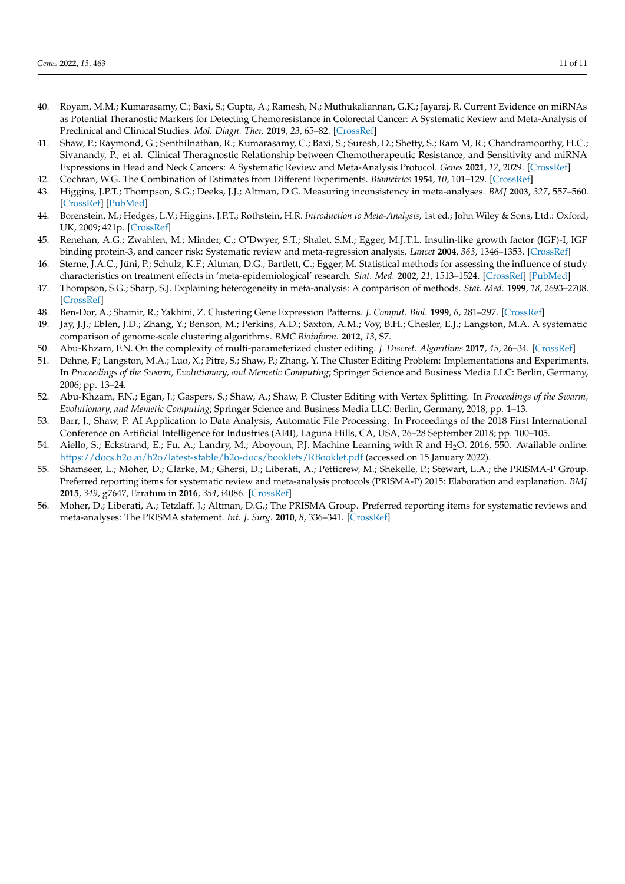40. Royam, M.M.; Kumarasamy, C.; Baxi, S.; Gupta, A.; Ramesh, N.; Muthukaliannan, G.K.; Jayaraj, R. Current Evidence on miRNAs as Potential Theranostic Markers for Detecting Chemoresistance in Colorectal Cancer: A Systematic Review and Meta-Analysis of Preclinical and Clinical Studies. *Mol. Diagn. Ther.* **2019**, *23*, 65–82. [CrossRef]
41. Shaw, P.; Raymond, G.; Senthilnathan, R.; Kumarasamy, C.; Baxi, S.; Suresh, D.; Shetty, S.; Ram M, R.; Chandramoorthy, H.C.; Sivanandy, P.; et al. Clinical Theragnostic Relationship between Chemotherapeutic Resistance, and Sensitivity and miRNA Expressions in Head and Neck Cancers: A Systematic Review and Meta-Analysis Protocol. *Genes* **2021**, *12*, 2029. [CrossRef]
42. Cochran, W.G. The Combination of Estimates from Different Experiments. *Biometrics* **1954**, *10*, 101–129. [CrossRef]
43. Higgins, J.P.T.; Thompson, S.G.; Deeks, J.J.; Altman, D.G. Measuring inconsistency in meta-analyses. *BMJ* **2003**, *327*, 557–560. [CrossRef] [PubMed]
44. Borenstein, M.; Hedges, L.V.; Higgins, J.P.T.; Rothstein, H.R. *Introduction to Meta-Analysis*, 1st ed.; John Wiley & Sons, Ltd.: Oxford, UK, 2009; 421p. [CrossRef]
45. Renehan, A.G.; Zwahlen, M.; Minder, C.; O'Dwyer, S.T.; Shalet, S.M.; Egger, M.J.T.L. Insulin-like growth factor (IGF)-I, IGF binding protein-3, and cancer risk: Systematic review and meta-regression analysis. *Lancet* **2004**, *363*, 1346–1353. [CrossRef]
46. Sterne, J.A.C.; Jüni, P.; Schulz, K.F.; Altman, D.G.; Bartlett, C.; Egger, M. Statistical methods for assessing the influence of study characteristics on treatment effects in 'meta-epidemiological' research. *Stat. Med.* **2002**, *21*, 1513–1524. [CrossRef] [PubMed]
47. Thompson, S.G.; Sharp, S.J. Explaining heterogeneity in meta-analysis: A comparison of methods. *Stat. Med.* **1999**, *18*, 2693–2708. [CrossRef]
48. Ben-Dor, A.; Shamir, R.; Yakhini, Z. Clustering Gene Expression Patterns. *J. Comput. Biol.* **1999**, *6*, 281–297. [CrossRef]
49. Jay, J.J.; Eblen, J.D.; Zhang, Y.; Benson, M.; Perkins, A.D.; Saxton, A.M.; Voy, B.H.; Chesler, E.J.; Langston, M.A. A systematic comparison of genome-scale clustering algorithms. *BMC Bioinform.* **2012**, *13*, S7.
50. Abu-Khzam, F.N. On the complexity of multi-parameterized cluster editing. *J. Discret. Algorithms* **2017**, *45*, 26–34. [CrossRef]
51. Dehne, F.; Langston, M.A.; Luo, X.; Pitre, S.; Shaw, P.; Zhang, Y. The Cluster Editing Problem: Implementations and Experiments. In *Proceedings of the Swarm, Evolutionary, and Memetic Computing*; Springer Science and Business Media LLC: Berlin, Germany, 2006; pp. 13–24.
52. Abu-Khzam, F.N.; Egan, J.; Gaspers, S.; Shaw, A.; Shaw, P. Cluster Editing with Vertex Splitting. In *Proceedings of the Swarm, Evolutionary, and Memetic Computing*; Springer Science and Business Media LLC: Berlin, Germany, 2018; pp. 1–13.
53. Barr, J.; Shaw, P. AI Application to Data Analysis, Automatic File Processing. In Proceedings of the 2018 First International Conference on Artificial Intelligence for Industries (AI4I), Laguna Hills, CA, USA, 26–28 September 2018; pp. 100–105.
54. Aiello, S.; Eckstrand, E.; Fu, A.; Landry, M.; Aboyoun, P.J. Machine Learning with R and $H_2O$. 2016, 550. Available online: https://docs.h2o.ai/h2o/latest-stable/h2o-docs/booklets/RBooklet.pdf (accessed on 15 January 2022).
55. Shamseer, L.; Moher, D.; Clarke, M.; Ghersi, D.; Liberati, A.; Petticrew, M.; Shekelle, P.; Stewart, L.A.; the PRISMA-P Group. Preferred reporting items for systematic review and meta-analysis protocols (PRISMA-P) 2015: Elaboration and explanation. *BMJ* **2015**, *349*, g7647, Erratum in **2016**, *354*, i4086. [CrossRef]
56. Moher, D.; Liberati, A.; Tetzlaff, J.; Altman, D.G.; The PRISMA Group. Preferred reporting items for systematic reviews and meta-analyses: The PRISMA statement. *Int. J. Surg.* **2010**, *8*, 336–341. [CrossRef]